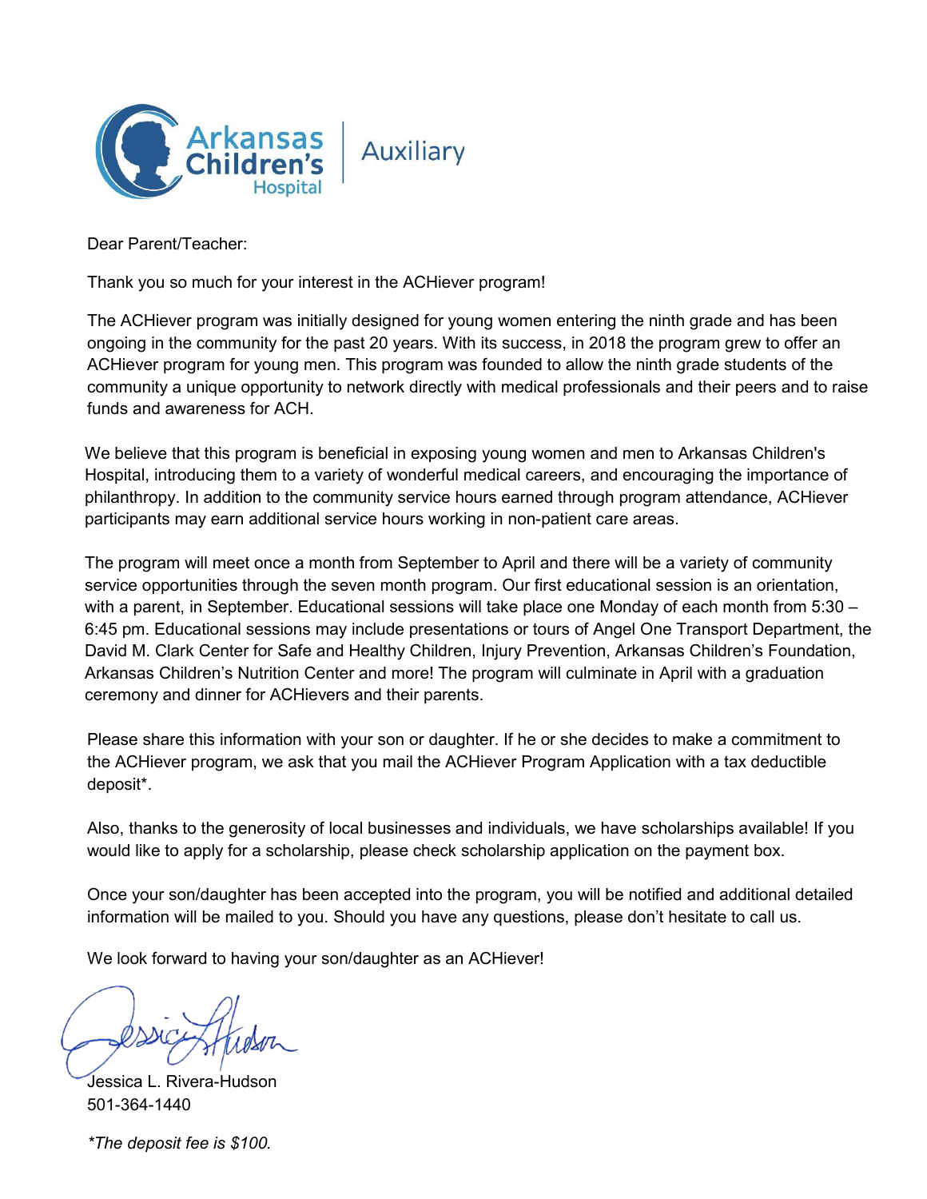Arkansas Children's Hospital | Auxiliary

Dear Parent/Teacher:

Thank you so much for your interest in the ACHiever program!

The ACHiever program was initially designed for young women entering the ninth grade and has been ongoing in the community for the past 20 years. With its success, in 2018 the program grew to offer an ACHiever program for young men. This program was founded to allow the ninth grade students of the community a unique opportunity to network directly with medical professionals and their peers and to raise funds and awareness for ACH.

We believe that this program is beneficial in exposing young women and men to Arkansas Children's Hospital, introducing them to a variety of wonderful medical careers, and encouraging the importance of philanthropy. In addition to the community service hours earned through program attendance, ACHiever participants may earn additional service hours working in non-patient care areas.

The program will meet once a month from September to April and there will be a variety of community service opportunities through the seven month program. Our first educational session is an orientation, with a parent, in September. Educational sessions will take place one Monday of each month from 5:30 – 6:45 pm. Educational sessions may include presentations or tours of Angel One Transport Department, the David M. Clark Center for Safe and Healthy Children, Injury Prevention, Arkansas Children's Foundation, Arkansas Children's Nutrition Center and more! The program will culminate in April with a graduation ceremony and dinner for ACHievers and their parents.

Please share this information with your son or daughter. If he or she decides to make a commitment to the ACHiever program, we ask that you mail the ACHiever Program Application with a tax deductible deposit*.

Also, thanks to the generosity of local businesses and individuals, we have scholarships available! If you would like to apply for a scholarship, please check scholarship application on the payment box.

Once your son/daughter has been accepted into the program, you will be notified and additional detailed information will be mailed to you. Should you have any questions, please don't hesitate to call us.

We look forward to having your son/daughter as an ACHiever!

Jessica L. Rivera-Hudson
501-364-1440

*\*The deposit fee is $100.*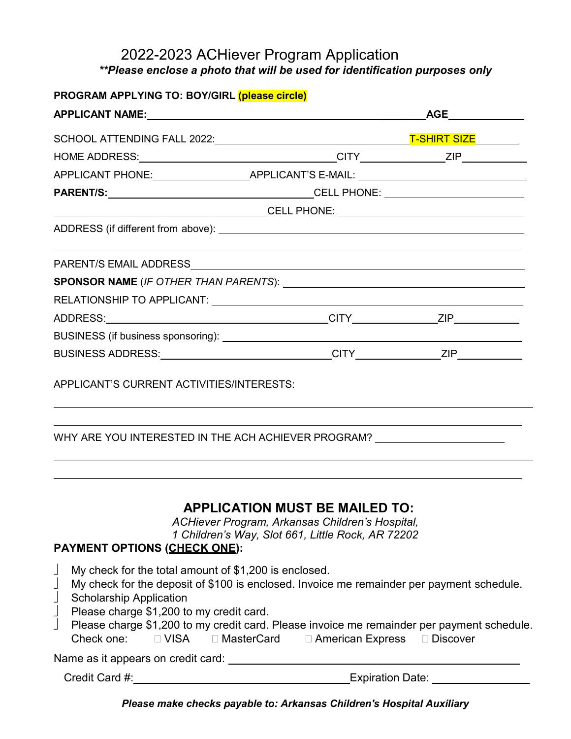# 2022-2023 ACHiever Program Application

***Please enclose a photo that will be used for identification purposes only*

**PROGRAM APPLYING TO: BOY/GIRL (please circle)**

**APPLICANT NAME:** ______________________________ **AGE** __________

SCHOOL ATTENDING FALL 2022: ______________________________ T-SHIRT SIZE ________

HOME ADDRESS: ______________________________ CITY ____________ ZIP __________

APPLICANT PHONE: ______________ APPLICANT'S E-MAIL: ______________________________

**PARENT/S:** ______________________________ CELL PHONE: ______________________

______________________________ CELL PHONE: ______________________

ADDRESS (if different from above): ______________________________

______________________________________________________________

PARENT/S EMAIL ADDRESS ______________________________

**SPONSOR NAME** (*IF OTHER THAN PARENTS*): ______________________________

RELATIONSHIP TO APPLICANT: ______________________________

ADDRESS: ______________________________ CITY ____________ ZIP __________

BUSINESS (if business sponsoring): ______________________________

BUSINESS ADDRESS: ______________________________ CITY ____________ ZIP __________

APPLICANT'S CURRENT ACTIVITIES/INTERESTS:

______________________________________________________________

______________________________________________________________

WHY ARE YOU INTERESTED IN THE ACH ACHIEVER PROGRAM? ______________________

______________________________________________________________

______________________________________________________________

## APPLICATION MUST BE MAILED TO:

*ACHiever Program, Arkansas Children's Hospital,*
*1 Children's Way, Slot 661, Little Rock, AR 72202*

**PAYMENT OPTIONS (CHECK ONE):**

- ☐ My check for the total amount of $1,200 is enclosed.
- ☐ My check for the deposit of $100 is enclosed. Invoice me remainder per payment schedule.
- ☐ Scholarship Application
- ☐ Please charge $1,200 to my credit card.
- ☐ Please charge $1,200 to my credit card. Please invoice me remainder per payment schedule.

  Check one: ☐ VISA ☐ MasterCard ☐ American Express ☐ Discover

Name as it appears on credit card: ______________________________

Credit Card #: ______________________________ Expiration Date: ______________

***Please make checks payable to: Arkansas Children's Hospital Auxiliary***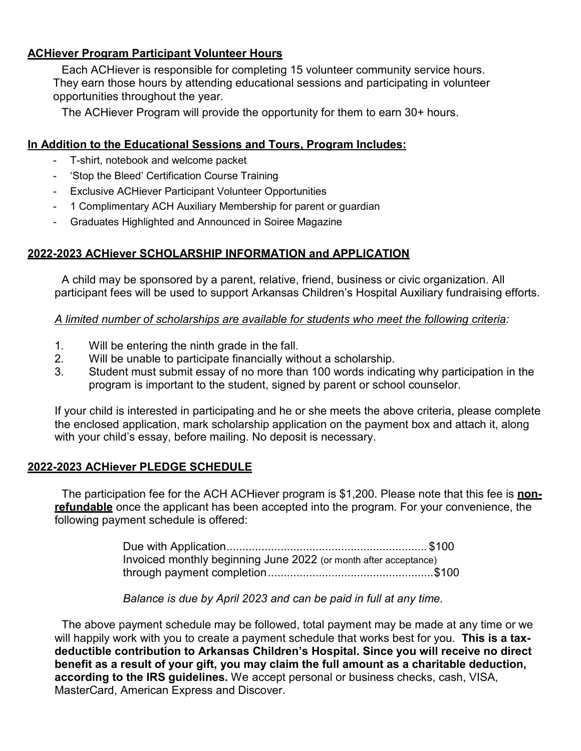**ACHiever Program Participant Volunteer Hours**

Each ACHiever is responsible for completing 15 volunteer community service hours. They earn those hours by attending educational sessions and participating in volunteer opportunities throughout the year.

The ACHiever Program will provide the opportunity for them to earn 30+ hours.

**In Addition to the Educational Sessions and Tours, Program Includes:**

- T-shirt, notebook and welcome packet
- 'Stop the Bleed' Certification Course Training
- Exclusive ACHiever Participant Volunteer Opportunities
- 1 Complimentary ACH Auxiliary Membership for parent or guardian
- Graduates Highlighted and Announced in Soiree Magazine

**2022-2023 ACHiever SCHOLARSHIP INFORMATION and APPLICATION**

A child may be sponsored by a parent, relative, friend, business or civic organization. All participant fees will be used to support Arkansas Children's Hospital Auxiliary fundraising efforts.

*A limited number of scholarships are available for students who meet the following criteria:*

1. Will be entering the ninth grade in the fall.
2. Will be unable to participate financially without a scholarship.
3. Student must submit essay of no more than 100 words indicating why participation in the program is important to the student, signed by parent or school counselor.

If your child is interested in participating and he or she meets the above criteria, please complete the enclosed application, mark scholarship application on the payment box and attach it, along with your child's essay, before mailing. No deposit is necessary.

**2022-2023 ACHiever PLEDGE SCHEDULE**

The participation fee for the ACH ACHiever program is $1,200. Please note that this fee is **non-refundable** once the applicant has been accepted into the program. For your convenience, the following payment schedule is offered:

Due with Application............................................................... $100
Invoiced monthly beginning June 2022 (or month after acceptance)
through payment completion.................................................... $100

*Balance is due by April 2023 and can be paid in full at any time.*

The above payment schedule may be followed, total payment may be made at any time or we will happily work with you to create a payment schedule that works best for you. **This is a tax-deductible contribution to Arkansas Children's Hospital. Since you will receive no direct benefit as a result of your gift, you may claim the full amount as a charitable deduction, according to the IRS guidelines.** We accept personal or business checks, cash, VISA, MasterCard, American Express and Discover.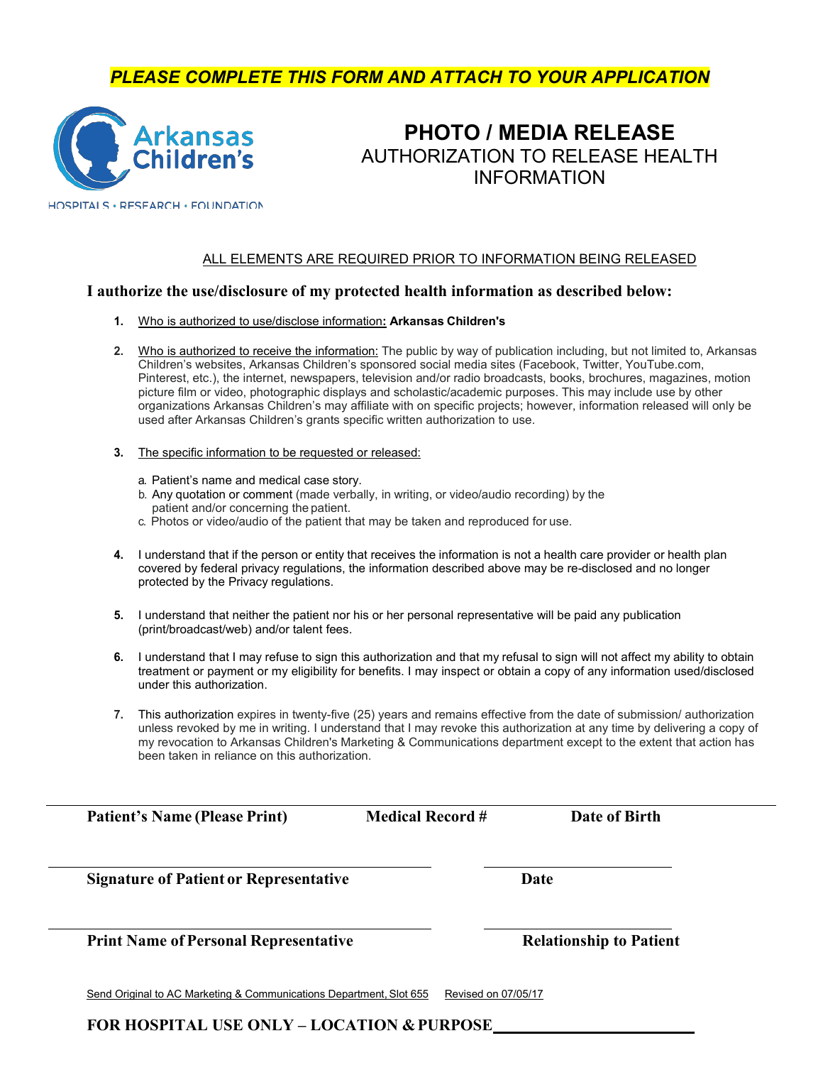***PLEASE COMPLETE THIS FORM AND ATTACH TO YOUR APPLICATION***

Arkansas Children's

HOSPITALS • RESEARCH • FOUNDATION

# PHOTO / MEDIA RELEASE

## AUTHORIZATION TO RELEASE HEALTH INFORMATION

ALL ELEMENTS ARE REQUIRED PRIOR TO INFORMATION BEING RELEASED

**I authorize the use/disclosure of my protected health information as described below:**

1. Who is authorized to use/disclose information: **Arkansas Children's**

2. Who is authorized to receive the information: The public by way of publication including, but not limited to, Arkansas Children's websites, Arkansas Children's sponsored social media sites (Facebook, Twitter, YouTube.com, Pinterest, etc.), the internet, newspapers, television and/or radio broadcasts, books, brochures, magazines, motion picture film or video, photographic displays and scholastic/academic purposes. This may include use by other organizations Arkansas Children's may affiliate with on specific projects; however, information released will only be used after Arkansas Children's grants specific written authorization to use.

3. The specific information to be requested or released:

   a. Patient's name and medical case story.
   b. Any quotation or comment (made verbally, in writing, or video/audio recording) by the patient and/or concerning the patient.
   c. Photos or video/audio of the patient that may be taken and reproduced for use.

4. I understand that if the person or entity that receives the information is not a health care provider or health plan covered by federal privacy regulations, the information described above may be re-disclosed and no longer protected by the Privacy regulations.

5. I understand that neither the patient nor his or her personal representative will be paid any publication (print/broadcast/web) and/or talent fees.

6. I understand that I may refuse to sign this authorization and that my refusal to sign will not affect my ability to obtain treatment or payment or my eligibility for benefits. I may inspect or obtain a copy of any information used/disclosed under this authorization.

7. This authorization expires in twenty-five (25) years and remains effective from the date of submission/ authorization unless revoked by me in writing. I understand that I may revoke this authorization at any time by delivering a copy of my revocation to Arkansas Children's Marketing & Communications department except to the extent that action has been taken in reliance on this authorization.

**Patient's Name (Please Print)** | **Medical Record #** | **Date of Birth**

**Signature of Patient or Representative** | **Date**

**Print Name of Personal Representative** | **Relationship to Patient**

Send Original to AC Marketing & Communications Department, Slot 655 Revised on 07/05/17

**FOR HOSPITAL USE ONLY – LOCATION & PURPOSE**\_\_\_\_\_\_\_\_\_\_\_\_\_\_\_\_\_\_\_\_\_\_\_\_